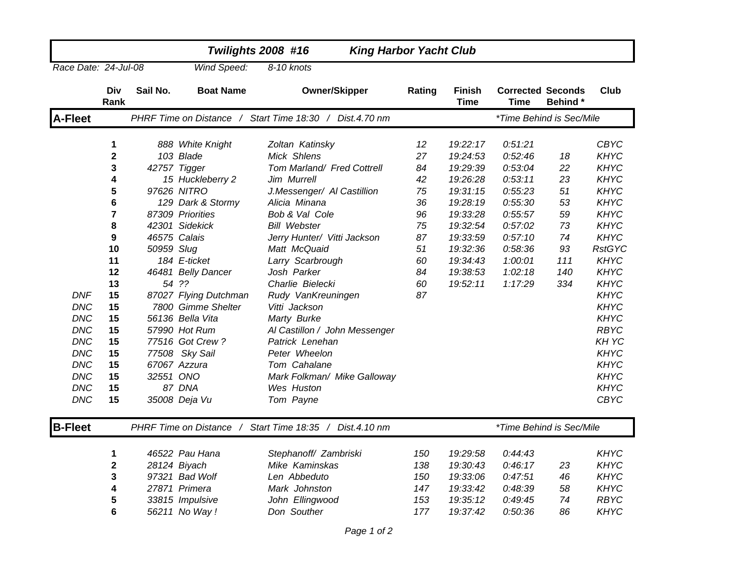## Twilights 2008 #16 King Harbor Yacht Club

*Race Date: 24-Jul-08* *Wind Speed: 8-10 knots*

### A-Fleet

*PHRF Time on Distance / Start Time 18:30 / Dist.4.70 nm* — *\*Time Behind is Sec/Mile*

| | Div Rank | Sail No. | Boat Name | Owner/Skipper | Rating | Finish Time | Corrected Time | Seconds Behind * | Club |
|---|---|---|---|---|---|---|---|---|---|
| | **1** | 888 | White Knight | Zoltan Katinsky | 12 | 19:22:17 | 0:51:21 | | CBYC |
| | **2** | 103 | Blade | Mick Shlens | 27 | 19:24:53 | 0:52:46 | 18 | KHYC |
| | **3** | 42757 | Tigger | Tom Marland/ Fred Cottrell | 84 | 19:29:39 | 0:53:04 | 22 | KHYC |
| | **4** | 15 | Huckleberry 2 | Jim Murrell | 42 | 19:26:28 | 0:53:11 | 23 | KHYC |
| | **5** | 97626 | NITRO | J.Messenger/ Al Castillion | 75 | 19:31:15 | 0:55:23 | 51 | KHYC |
| | **6** | 129 | Dark & Stormy | Alicia Minana | 36 | 19:28:19 | 0:55:30 | 53 | KHYC |
| | **7** | 87309 | Priorities | Bob & Val Cole | 96 | 19:33:28 | 0:55:57 | 59 | KHYC |
| | **8** | 42301 | Sidekick | Bill Webster | 75 | 19:32:54 | 0:57:02 | 73 | KHYC |
| | **9** | 46575 | Calais | Jerry Hunter/ Vitti Jackson | 87 | 19:33:59 | 0:57:10 | 74 | KHYC |
| | **10** | 50959 | Slug | Matt McQuaid | 51 | 19:32:36 | 0:58:36 | 93 | RstGYC |
| | **11** | 184 | E-ticket | Larry Scarbrough | 60 | 19:34:43 | 1:00:01 | 111 | KHYC |
| | **12** | 46481 | Belly Dancer | Josh Parker | 84 | 19:38:53 | 1:02:18 | 140 | KHYC |
| | **13** | 54 | ?? | Charlie Bielecki | 60 | 19:52:11 | 1:17:29 | 334 | KHYC |
| DNF | **15** | 87027 | Flying Dutchman | Rudy VanKreuningen | 87 | | | | KHYC |
| DNC | **15** | 7800 | Gimme Shelter | Vitti Jackson | | | | | KHYC |
| DNC | **15** | 56136 | Bella Vita | Marty Burke | | | | | KHYC |
| DNC | **15** | 57990 | Hot Rum | Al Castillon / John Messenger | | | | | RBYC |
| DNC | **15** | 77516 | Got Crew ? | Patrick Lenehan | | | | | KH YC |
| DNC | **15** | 77508 | Sky Sail | Peter Wheelon | | | | | KHYC |
| DNC | **15** | 67067 | Azzura | Tom Cahalane | | | | | KHYC |
| DNC | **15** | 32551 | ONO | Mark Folkman/ Mike Galloway | | | | | KHYC |
| DNC | **15** | 87 | DNA | Wes Huston | | | | | KHYC |
| DNC | **15** | 35008 | Deja Vu | Tom Payne | | | | | CBYC |

### B-Fleet

*PHRF Time on Distance / Start Time 18:35 / Dist.4.10 nm* — *\*Time Behind is Sec/Mile*

| Div Rank | Sail No. | Boat Name | Owner/Skipper | Rating | Finish Time | Corrected Time | Seconds Behind * | Club |
|---|---|---|---|---|---|---|---|---|
| **1** | 46522 | Pau Hana | Stephanoff/ Zambriski | 150 | 19:29:58 | 0:44:43 | | KHYC |
| **2** | 28124 | Biyach | Mike Kaminskas | 138 | 19:30:43 | 0:46:17 | 23 | KHYC |
| **3** | 97321 | Bad Wolf | Len Abbeduto | 150 | 19:33:06 | 0:47:51 | 46 | KHYC |
| **4** | 27871 | Primera | Mark Johnston | 147 | 19:33:42 | 0:48:39 | 58 | KHYC |
| **5** | 33815 | Impulsive | John Ellingwood | 153 | 19:35:12 | 0:49:45 | 74 | RBYC |
| **6** | 56211 | No Way ! | Don Souther | 177 | 19:37:42 | 0:50:36 | 86 | KHYC |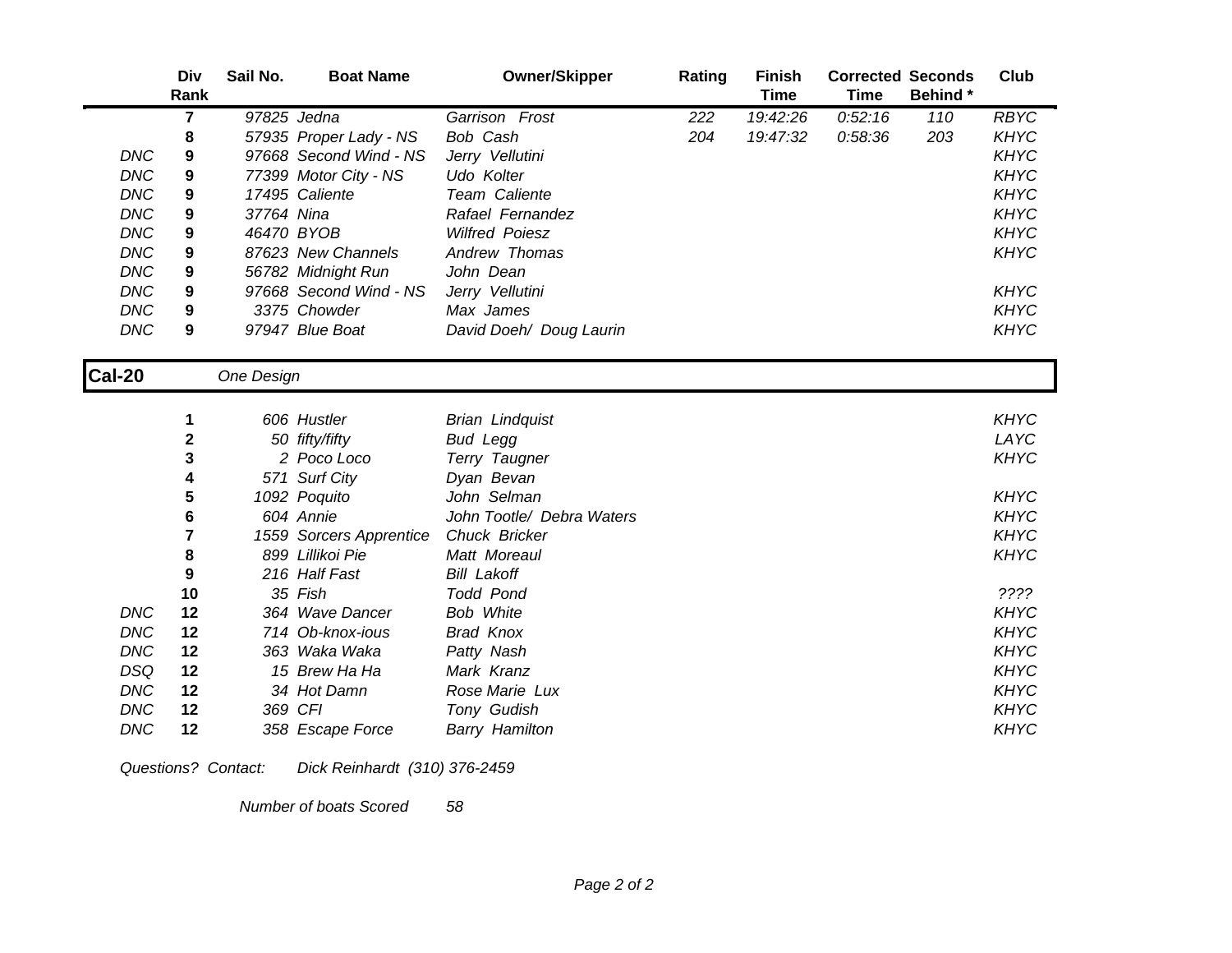| | Div Rank | Sail No. | Boat Name | Owner/Skipper | Rating | Finish Time | Corrected Time | Seconds Behind * | Club |
|---|---|---|---|---|---|---|---|---|---|
| | 7 | 97825 | Jedna | Garrison Frost | 222 | 19:42:26 | 0:52:16 | 110 | RBYC |
| | 8 | 57935 | Proper Lady - NS | Bob Cash | 204 | 19:47:32 | 0:58:36 | 203 | KHYC |
| DNC | 9 | 97668 | Second Wind - NS | Jerry Vellutini | | | | | KHYC |
| DNC | 9 | 77399 | Motor City - NS | Udo Kolter | | | | | KHYC |
| DNC | 9 | 17495 | Caliente | Team Caliente | | | | | KHYC |
| DNC | 9 | 37764 | Nina | Rafael Fernandez | | | | | KHYC |
| DNC | 9 | 46470 | BYOB | Wilfred Poiesz | | | | | KHYC |
| DNC | 9 | 87623 | New Channels | Andrew Thomas | | | | | KHYC |
| DNC | 9 | 56782 | Midnight Run | John Dean | | | | | |
| DNC | 9 | 97668 | Second Wind - NS | Jerry Vellutini | | | | | KHYC |
| DNC | 9 | 3375 | Chowder | Max James | | | | | KHYC |
| DNC | 9 | 97947 | Blue Boat | David Doeh/ Doug Laurin | | | | | KHYC |

## Cal-20 — *One Design*

| | Div Rank | Sail No. | Boat Name | Owner/Skipper | Rating | Finish Time | Corrected Time | Seconds Behind * | Club |
|---|---|---|---|---|---|---|---|---|---|
| | 1 | 606 | Hustler | Brian Lindquist | | | | | KHYC |
| | 2 | 50 | fifty/fifty | Bud Legg | | | | | LAYC |
| | 3 | 2 | Poco Loco | Terry Taugner | | | | | KHYC |
| | 4 | 571 | Surf City | Dyan Bevan | | | | | |
| | 5 | 1092 | Poquito | John Selman | | | | | KHYC |
| | 6 | 604 | Annie | John Tootle/ Debra Waters | | | | | KHYC |
| | 7 | 1559 | Sorcers Apprentice | Chuck Bricker | | | | | KHYC |
| | 8 | 899 | Lillikoi Pie | Matt Moreaul | | | | | KHYC |
| | 9 | 216 | Half Fast | Bill Lakoff | | | | | |
| | 10 | 35 | Fish | Todd Pond | | | | | ???? |
| DNC | 12 | 364 | Wave Dancer | Bob White | | | | | KHYC |
| DNC | 12 | 714 | Ob-knox-ious | Brad Knox | | | | | KHYC |
| DNC | 12 | 363 | Waka Waka | Patty Nash | | | | | KHYC |
| DSQ | 12 | 15 | Brew Ha Ha | Mark Kranz | | | | | KHYC |
| DNC | 12 | 34 | Hot Damn | Rose Marie Lux | | | | | KHYC |
| DNC | 12 | 369 | CFI | Tony Gudish | | | | | KHYC |
| DNC | 12 | 358 | Escape Force | Barry Hamilton | | | | | KHYC |

*Questions? Contact:* *Dick Reinhardt (310) 376-2459*

*Number of boats Scored* *58*